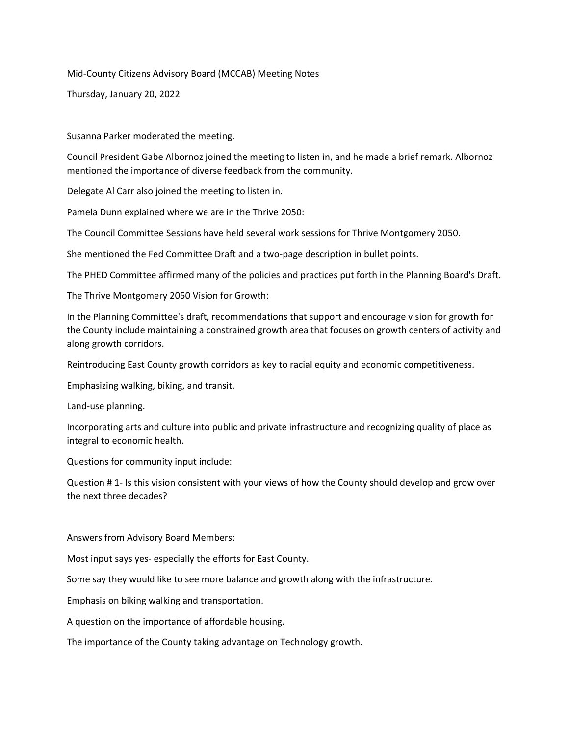Mid-County Citizens Advisory Board (MCCAB) Meeting Notes

Thursday, January 20, 2022

Susanna Parker moderated the meeting.

Council President Gabe Albornoz joined the meeting to listen in, and he made a brief remark. Albornoz mentioned the importance of diverse feedback from the community.

Delegate Al Carr also joined the meeting to listen in.

Pamela Dunn explained where we are in the Thrive 2050:

The Council Committee Sessions have held several work sessions for Thrive Montgomery 2050.

She mentioned the Fed Committee Draft and a two-page description in bullet points.

The PHED Committee affirmed many of the policies and practices put forth in the Planning Board's Draft.

The Thrive Montgomery 2050 Vision for Growth:

In the Planning Committee's draft, recommendations that support and encourage vision for growth for the County include maintaining a constrained growth area that focuses on growth centers of activity and along growth corridors.

Reintroducing East County growth corridors as key to racial equity and economic competitiveness.

Emphasizing walking, biking, and transit.

Land-use planning.

Incorporating arts and culture into public and private infrastructure and recognizing quality of place as integral to economic health.

Questions for community input include:

Question # 1- Is this vision consistent with your views of how the County should develop and grow over the next three decades?

Answers from Advisory Board Members:

Most input says yes- especially the efforts for East County.

Some say they would like to see more balance and growth along with the infrastructure.

Emphasis on biking walking and transportation.

A question on the importance of affordable housing.

The importance of the County taking advantage on Technology growth.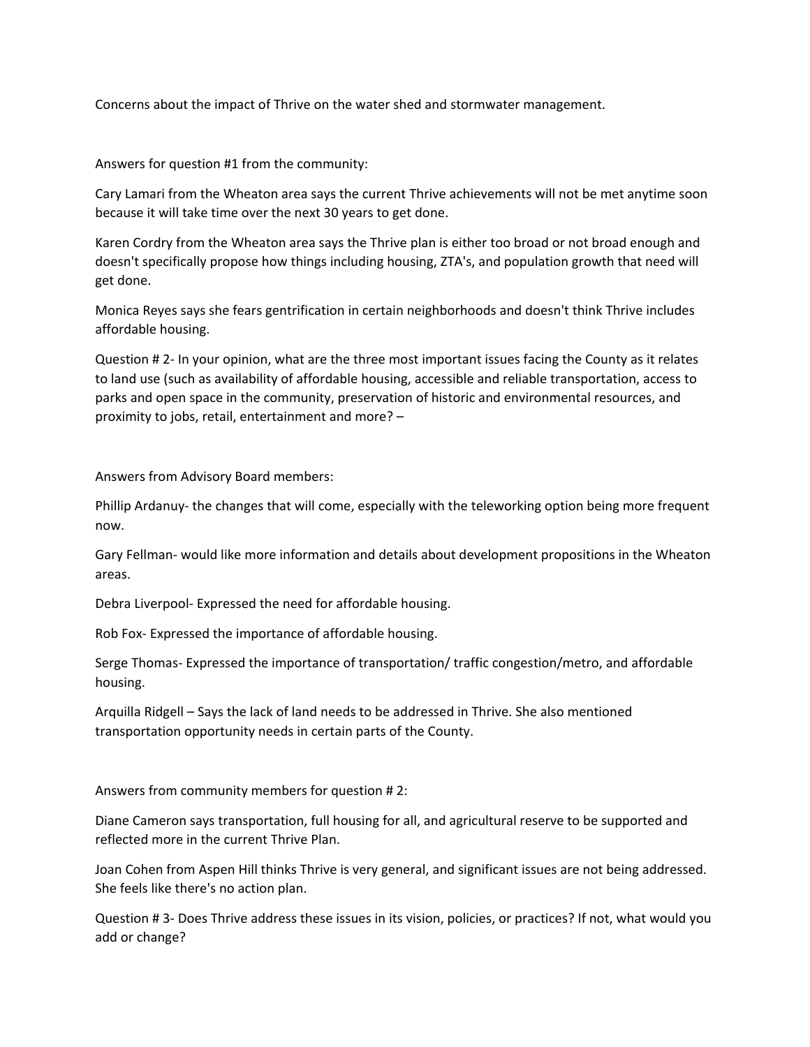Concerns about the impact of Thrive on the water shed and stormwater management.

Answers for question #1 from the community:

Cary Lamari from the Wheaton area says the current Thrive achievements will not be met anytime soon because it will take time over the next 30 years to get done.

Karen Cordry from the Wheaton area says the Thrive plan is either too broad or not broad enough and doesn't specifically propose how things including housing, ZTA's, and population growth that need will get done.

Monica Reyes says she fears gentrification in certain neighborhoods and doesn't think Thrive includes affordable housing.

Question # 2- In your opinion, what are the three most important issues facing the County as it relates to land use (such as availability of affordable housing, accessible and reliable transportation, access to parks and open space in the community, preservation of historic and environmental resources, and proximity to jobs, retail, entertainment and more? –

Answers from Advisory Board members:

Phillip Ardanuy- the changes that will come, especially with the teleworking option being more frequent now.

Gary Fellman- would like more information and details about development propositions in the Wheaton areas.

Debra Liverpool- Expressed the need for affordable housing.

Rob Fox- Expressed the importance of affordable housing.

Serge Thomas- Expressed the importance of transportation/ traffic congestion/metro, and affordable housing.

Arquilla Ridgell – Says the lack of land needs to be addressed in Thrive. She also mentioned transportation opportunity needs in certain parts of the County.

Answers from community members for question # 2:

Diane Cameron says transportation, full housing for all, and agricultural reserve to be supported and reflected more in the current Thrive Plan.

Joan Cohen from Aspen Hill thinks Thrive is very general, and significant issues are not being addressed. She feels like there's no action plan.

Question # 3- Does Thrive address these issues in its vision, policies, or practices? If not, what would you add or change?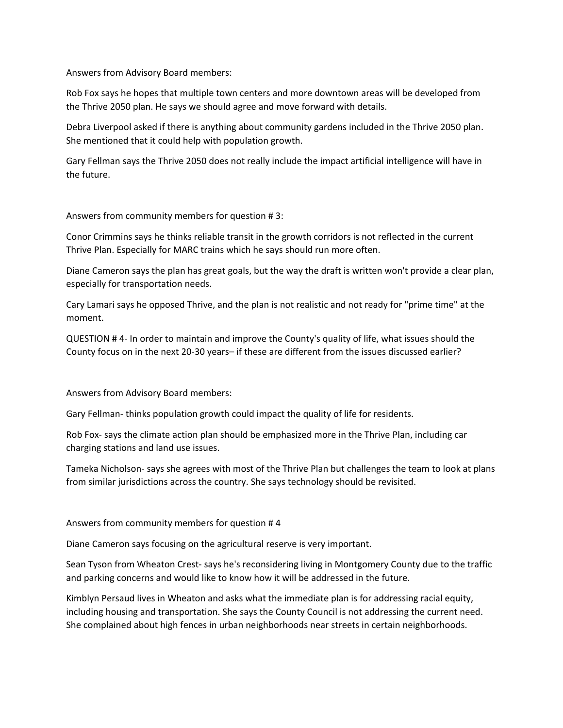Answers from Advisory Board members:

Rob Fox says he hopes that multiple town centers and more downtown areas will be developed from the Thrive 2050 plan. He says we should agree and move forward with details.

Debra Liverpool asked if there is anything about community gardens included in the Thrive 2050 plan. She mentioned that it could help with population growth.

Gary Fellman says the Thrive 2050 does not really include the impact artificial intelligence will have in the future.

Answers from community members for question # 3:

Conor Crimmins says he thinks reliable transit in the growth corridors is not reflected in the current Thrive Plan. Especially for MARC trains which he says should run more often.

Diane Cameron says the plan has great goals, but the way the draft is written won't provide a clear plan, especially for transportation needs.

Cary Lamari says he opposed Thrive, and the plan is not realistic and not ready for "prime time" at the moment.

QUESTION # 4- In order to maintain and improve the County's quality of life, what issues should the County focus on in the next 20-30 years– if these are different from the issues discussed earlier?

Answers from Advisory Board members:

Gary Fellman- thinks population growth could impact the quality of life for residents.

Rob Fox- says the climate action plan should be emphasized more in the Thrive Plan, including car charging stations and land use issues.

Tameka Nicholson- says she agrees with most of the Thrive Plan but challenges the team to look at plans from similar jurisdictions across the country. She says technology should be revisited.

Answers from community members for question # 4

Diane Cameron says focusing on the agricultural reserve is very important.

Sean Tyson from Wheaton Crest- says he's reconsidering living in Montgomery County due to the traffic and parking concerns and would like to know how it will be addressed in the future.

Kimblyn Persaud lives in Wheaton and asks what the immediate plan is for addressing racial equity, including housing and transportation. She says the County Council is not addressing the current need. She complained about high fences in urban neighborhoods near streets in certain neighborhoods.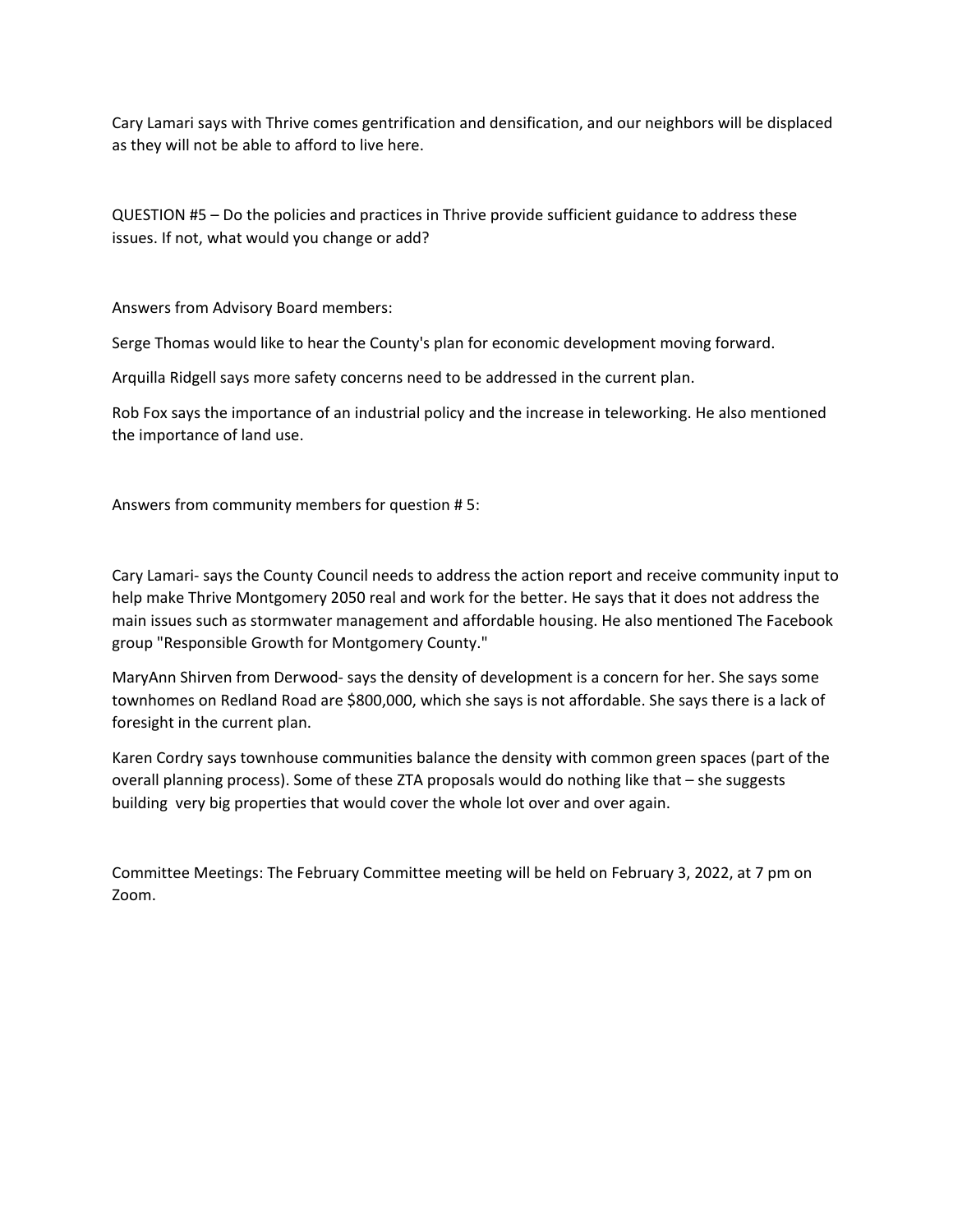Cary Lamari says with Thrive comes gentrification and densification, and our neighbors will be displaced as they will not be able to afford to live here.

QUESTION #5 – Do the policies and practices in Thrive provide sufficient guidance to address these issues. If not, what would you change or add?

Answers from Advisory Board members:

Serge Thomas would like to hear the County's plan for economic development moving forward.

Arquilla Ridgell says more safety concerns need to be addressed in the current plan.

Rob Fox says the importance of an industrial policy and the increase in teleworking. He also mentioned the importance of land use.

Answers from community members for question # 5:

Cary Lamari- says the County Council needs to address the action report and receive community input to help make Thrive Montgomery 2050 real and work for the better. He says that it does not address the main issues such as stormwater management and affordable housing. He also mentioned The Facebook group "Responsible Growth for Montgomery County."

MaryAnn Shirven from Derwood- says the density of development is a concern for her. She says some townhomes on Redland Road are $800,000, which she says is not affordable. She says there is a lack of foresight in the current plan.

Karen Cordry says townhouse communities balance the density with common green spaces (part of the overall planning process). Some of these ZTA proposals would do nothing like that – she suggests building very big properties that would cover the whole lot over and over again.

Committee Meetings: The February Committee meeting will be held on February 3, 2022, at 7 pm on Zoom.